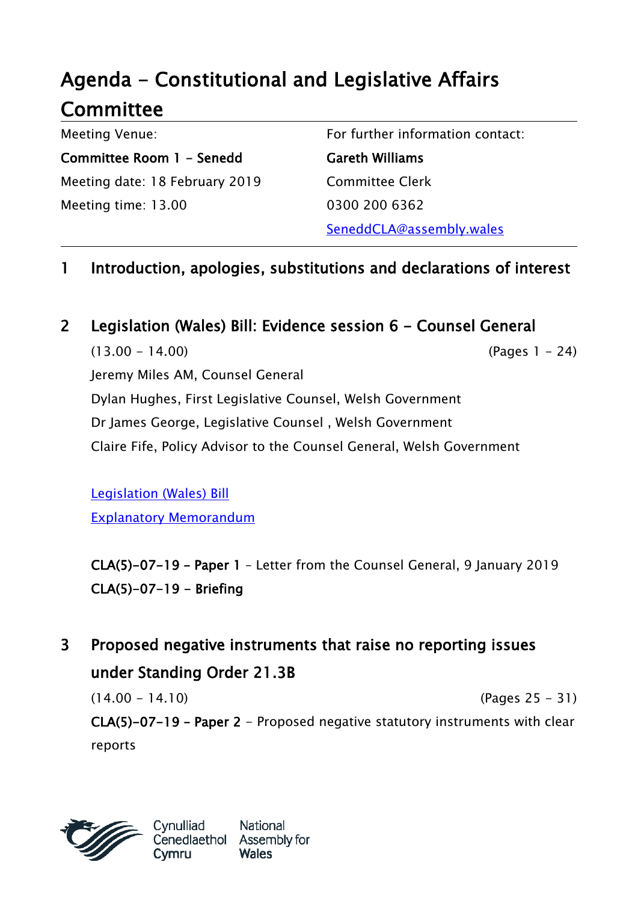# Agenda - Constitutional and Legislative Affairs Committee

| Meeting Venue: | For further information contact: |
| --- | --- |
| **Committee Room 1 - Senedd** | **Gareth Williams** |
| Meeting date: 18 February 2019 | Committee Clerk |
| Meeting time: 13.00 | 0300 200 6362 |
| | SeneddCLA@assembly.wales |

## 1 Introduction, apologies, substitutions and declarations of interest

## 2 Legislation (Wales) Bill: Evidence session 6 - Counsel General

(13.00 - 14.00) (Pages 1 - 24)

Jeremy Miles AM, Counsel General

Dylan Hughes, First Legislative Counsel, Welsh Government

Dr James George, Legislative Counsel , Welsh Government

Claire Fife, Policy Advisor to the Counsel General, Welsh Government

Legislation (Wales) Bill

Explanatory Memorandum

**CLA(5)-07-19 - Paper 1** - Letter from the Counsel General, 9 January 2019

**CLA(5)-07-19 - Briefing**

## 3 Proposed negative instruments that raise no reporting issues under Standing Order 21.3B

(14.00 - 14.10) (Pages 25 - 31)

**CLA(5)-07-19 - Paper 2** - Proposed negative statutory instruments with clear reports

Cynulliad Cenedlaethol Cymru National Assembly for Wales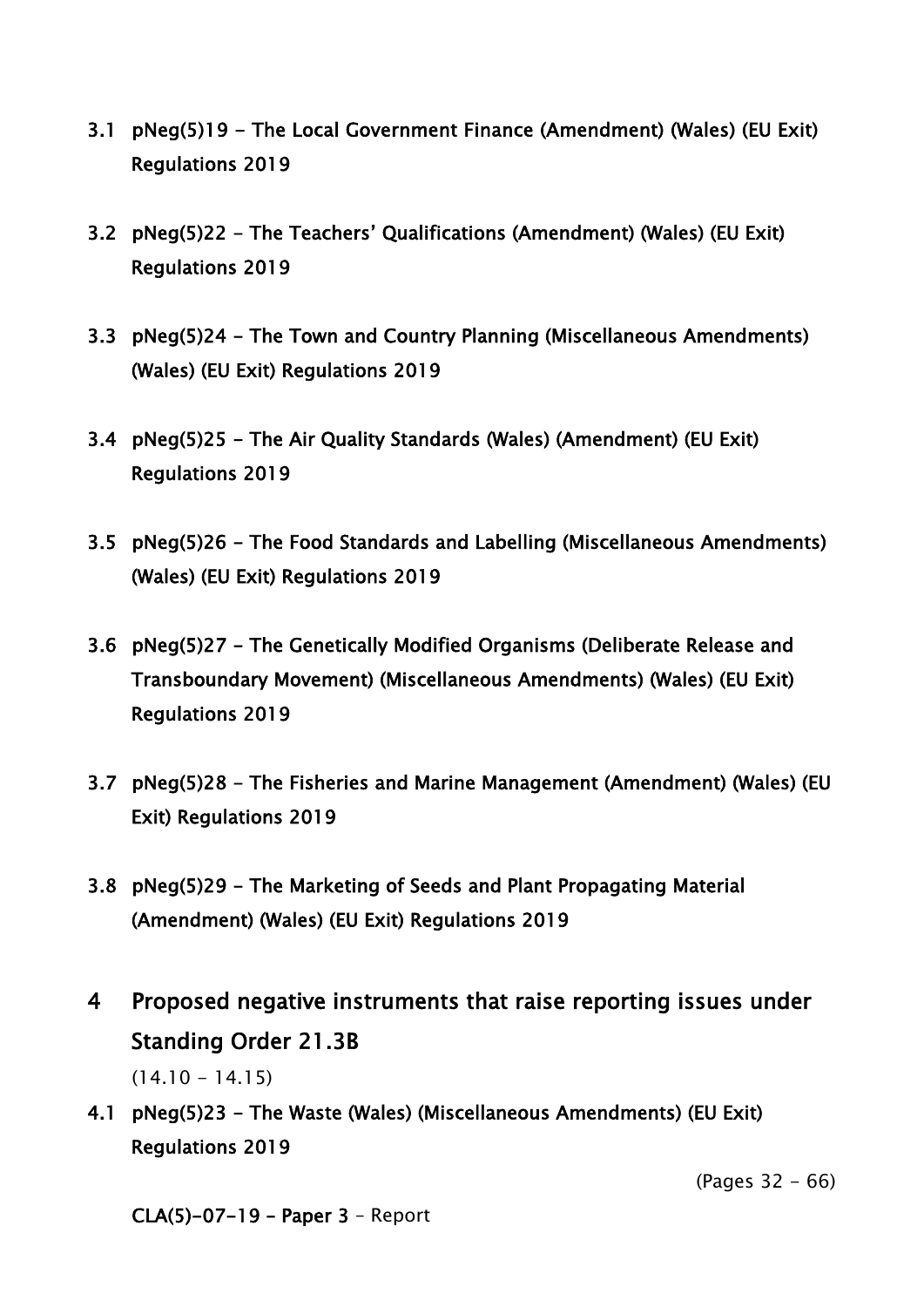**3.1 pNeg(5)19 - The Local Government Finance (Amendment) (Wales) (EU Exit) Regulations 2019**

**3.2 pNeg(5)22 - The Teachers' Qualifications (Amendment) (Wales) (EU Exit) Regulations 2019**

**3.3 pNeg(5)24 - The Town and Country Planning (Miscellaneous Amendments) (Wales) (EU Exit) Regulations 2019**

**3.4 pNeg(5)25 - The Air Quality Standards (Wales) (Amendment) (EU Exit) Regulations 2019**

**3.5 pNeg(5)26 - The Food Standards and Labelling (Miscellaneous Amendments) (Wales) (EU Exit) Regulations 2019**

**3.6 pNeg(5)27 - The Genetically Modified Organisms (Deliberate Release and Transboundary Movement) (Miscellaneous Amendments) (Wales) (EU Exit) Regulations 2019**

**3.7 pNeg(5)28 - The Fisheries and Marine Management (Amendment) (Wales) (EU Exit) Regulations 2019**

**3.8 pNeg(5)29 - The Marketing of Seeds and Plant Propagating Material (Amendment) (Wales) (EU Exit) Regulations 2019**

## 4 Proposed negative instruments that raise reporting issues under Standing Order 21.3B

(14.10 - 14.15)

**4.1 pNeg(5)23 - The Waste (Wales) (Miscellaneous Amendments) (EU Exit) Regulations 2019**

(Pages 32 - 66)

**CLA(5)-07-19 - Paper 3** – Report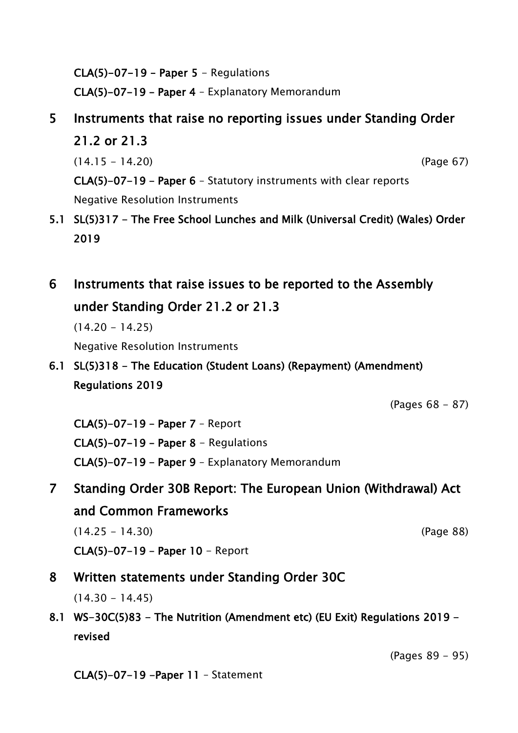**CLA(5)-07-19 – Paper 5** - Regulations

**CLA(5)-07-19 – Paper 4** – Explanatory Memorandum

## 5 Instruments that raise no reporting issues under Standing Order 21.2 or 21.3

(14.15 - 14.20) (Page 67)

**CLA(5)-07-19 – Paper 6** – Statutory instruments with clear reports

Negative Resolution Instruments

**5.1 SL(5)317 - The Free School Lunches and Milk (Universal Credit) (Wales) Order 2019**

## 6 Instruments that raise issues to be reported to the Assembly under Standing Order 21.2 or 21.3

(14.20 - 14.25)

Negative Resolution Instruments

**6.1 SL(5)318 - The Education (Student Loans) (Repayment) (Amendment) Regulations 2019**

(Pages 68 - 87)

**CLA(5)-07-19 – Paper 7** – Report

**CLA(5)-07-19 – Paper 8** – Regulations

**CLA(5)-07-19 – Paper 9** – Explanatory Memorandum

## 7 Standing Order 30B Report: The European Union (Withdrawal) Act and Common Frameworks

(14.25 - 14.30) (Page 88)

**CLA(5)-07-19 – Paper 10** - Report

## 8 Written statements under Standing Order 30C

(14.30 - 14.45)

**8.1 WS-30C(5)83 - The Nutrition (Amendment etc) (EU Exit) Regulations 2019 - revised**

(Pages 89 - 95)

**CLA(5)-07-19 –Paper 11** – Statement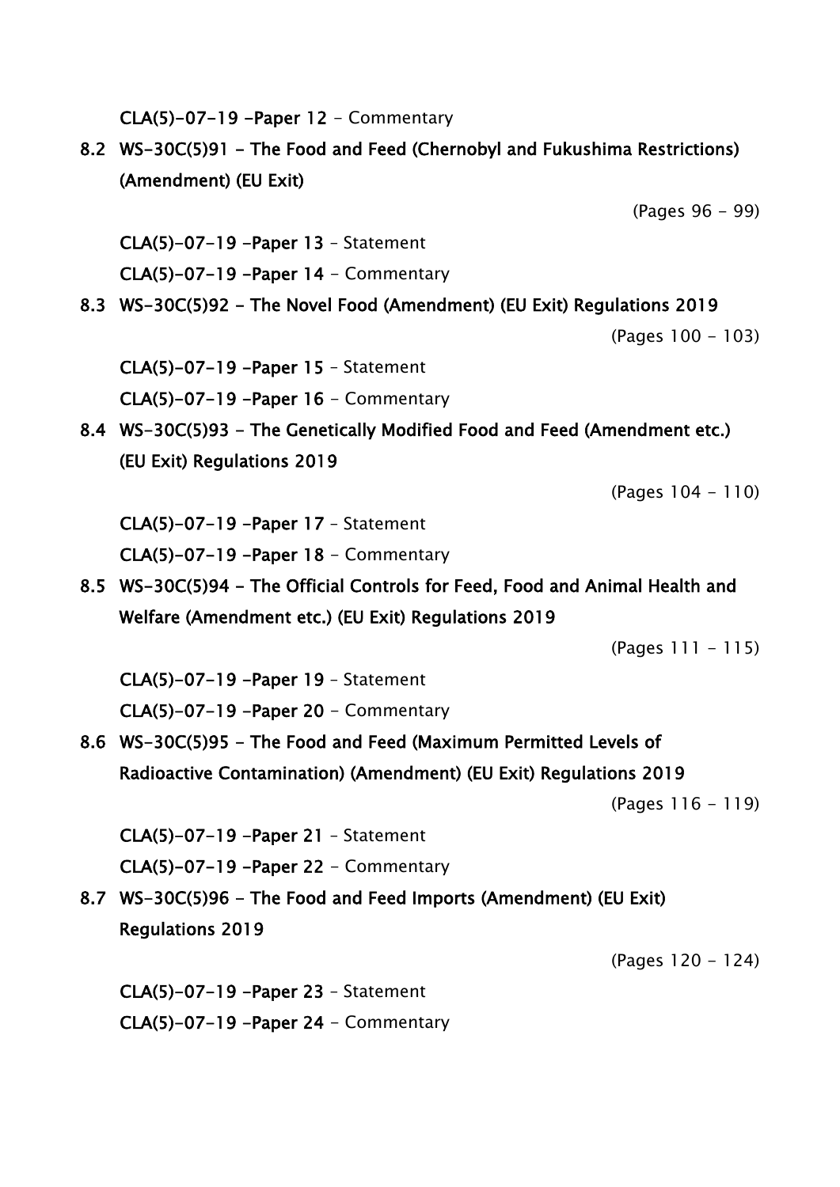**CLA(5)-07-19 -Paper 12** – Commentary

**8.2 WS-30C(5)91 - The Food and Feed (Chernobyl and Fukushima Restrictions) (Amendment) (EU Exit)**

(Pages 96 - 99)

**CLA(5)-07-19 -Paper 13** – Statement

**CLA(5)-07-19 -Paper 14** – Commentary

**8.3 WS-30C(5)92 - The Novel Food (Amendment) (EU Exit) Regulations 2019**

(Pages 100 - 103)

**CLA(5)-07-19 -Paper 15** – Statement

**CLA(5)-07-19 -Paper 16** – Commentary

**8.4 WS-30C(5)93 - The Genetically Modified Food and Feed (Amendment etc.) (EU Exit) Regulations 2019**

(Pages 104 - 110)

**CLA(5)-07-19 -Paper 17** – Statement

**CLA(5)-07-19 -Paper 18** – Commentary

**8.5 WS-30C(5)94 - The Official Controls for Feed, Food and Animal Health and Welfare (Amendment etc.) (EU Exit) Regulations 2019**

(Pages 111 - 115)

**CLA(5)-07-19 -Paper 19** – Statement

**CLA(5)-07-19 -Paper 20** – Commentary

**8.6 WS-30C(5)95 - The Food and Feed (Maximum Permitted Levels of Radioactive Contamination) (Amendment) (EU Exit) Regulations 2019**

(Pages 116 - 119)

**CLA(5)-07-19 -Paper 21** – Statement

**CLA(5)-07-19 -Paper 22** – Commentary

**8.7 WS-30C(5)96 - The Food and Feed Imports (Amendment) (EU Exit) Regulations 2019**

(Pages 120 - 124)

**CLA(5)-07-19 -Paper 23** – Statement

**CLA(5)-07-19 -Paper 24** – Commentary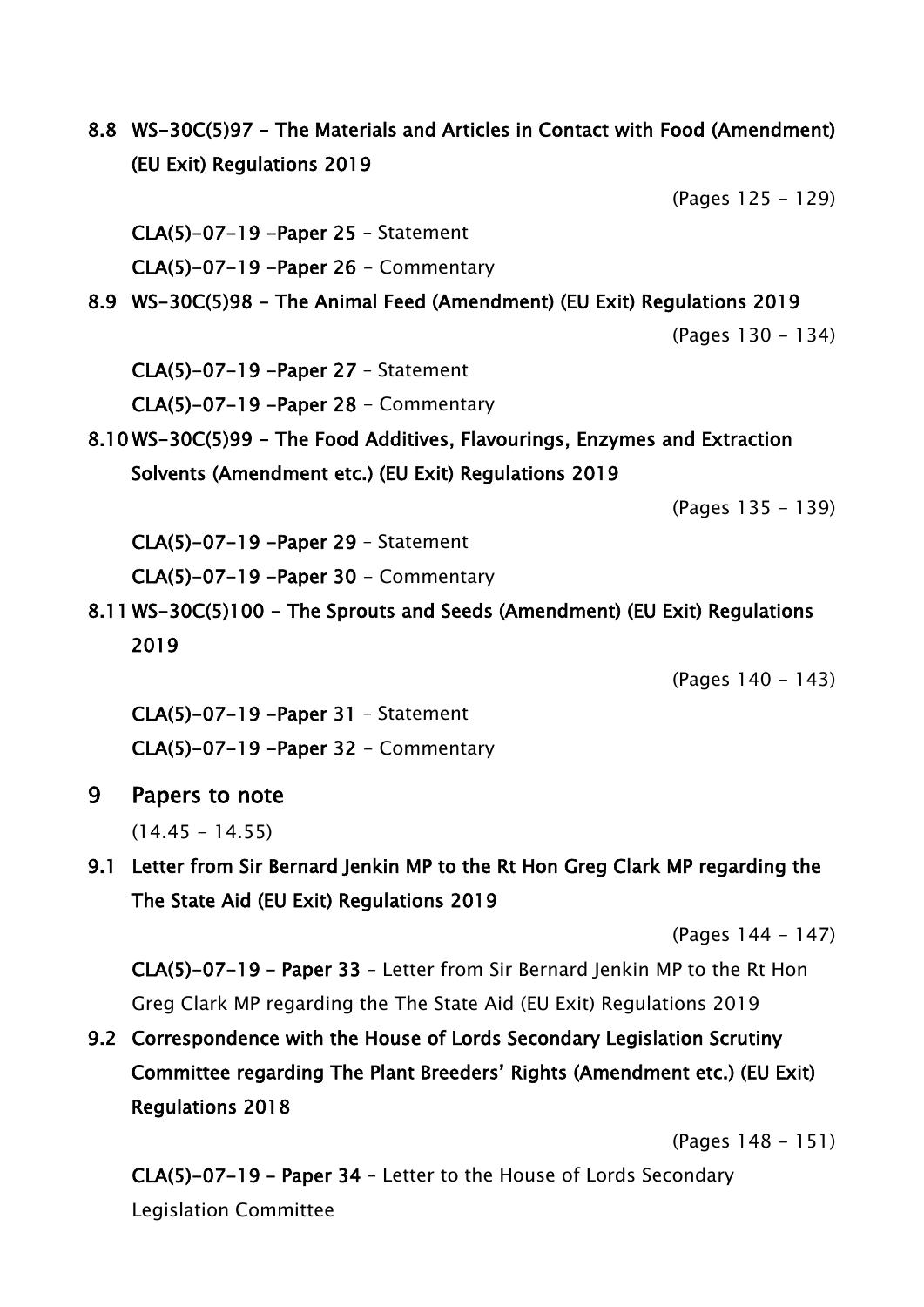**8.8 WS-30C(5)97 - The Materials and Articles in Contact with Food (Amendment) (EU Exit) Regulations 2019**

(Pages 125 - 129)

**CLA(5)-07-19 -Paper 25** – Statement

**CLA(5)-07-19 -Paper 26** - Commentary

**8.9 WS-30C(5)98 - The Animal Feed (Amendment) (EU Exit) Regulations 2019**

(Pages 130 - 134)

**CLA(5)-07-19 -Paper 27** – Statement

**CLA(5)-07-19 -Paper 28** - Commentary

**8.10 WS-30C(5)99 - The Food Additives, Flavourings, Enzymes and Extraction Solvents (Amendment etc.) (EU Exit) Regulations 2019**

(Pages 135 - 139)

**CLA(5)-07-19 -Paper 29** – Statement

**CLA(5)-07-19 -Paper 30** - Commentary

**8.11 WS-30C(5)100 - The Sprouts and Seeds (Amendment) (EU Exit) Regulations 2019**

(Pages 140 - 143)

**CLA(5)-07-19 -Paper 31** – Statement

**CLA(5)-07-19 -Paper 32** - Commentary

## 9 Papers to note

(14.45 - 14.55)

**9.1 Letter from Sir Bernard Jenkin MP to the Rt Hon Greg Clark MP regarding the The State Aid (EU Exit) Regulations 2019**

(Pages 144 - 147)

**CLA(5)-07-19 - Paper 33** – Letter from Sir Bernard Jenkin MP to the Rt Hon Greg Clark MP regarding the The State Aid (EU Exit) Regulations 2019

**9.2 Correspondence with the House of Lords Secondary Legislation Scrutiny Committee regarding The Plant Breeders' Rights (Amendment etc.) (EU Exit) Regulations 2018**

(Pages 148 - 151)

**CLA(5)-07-19 - Paper 34** – Letter to the House of Lords Secondary Legislation Committee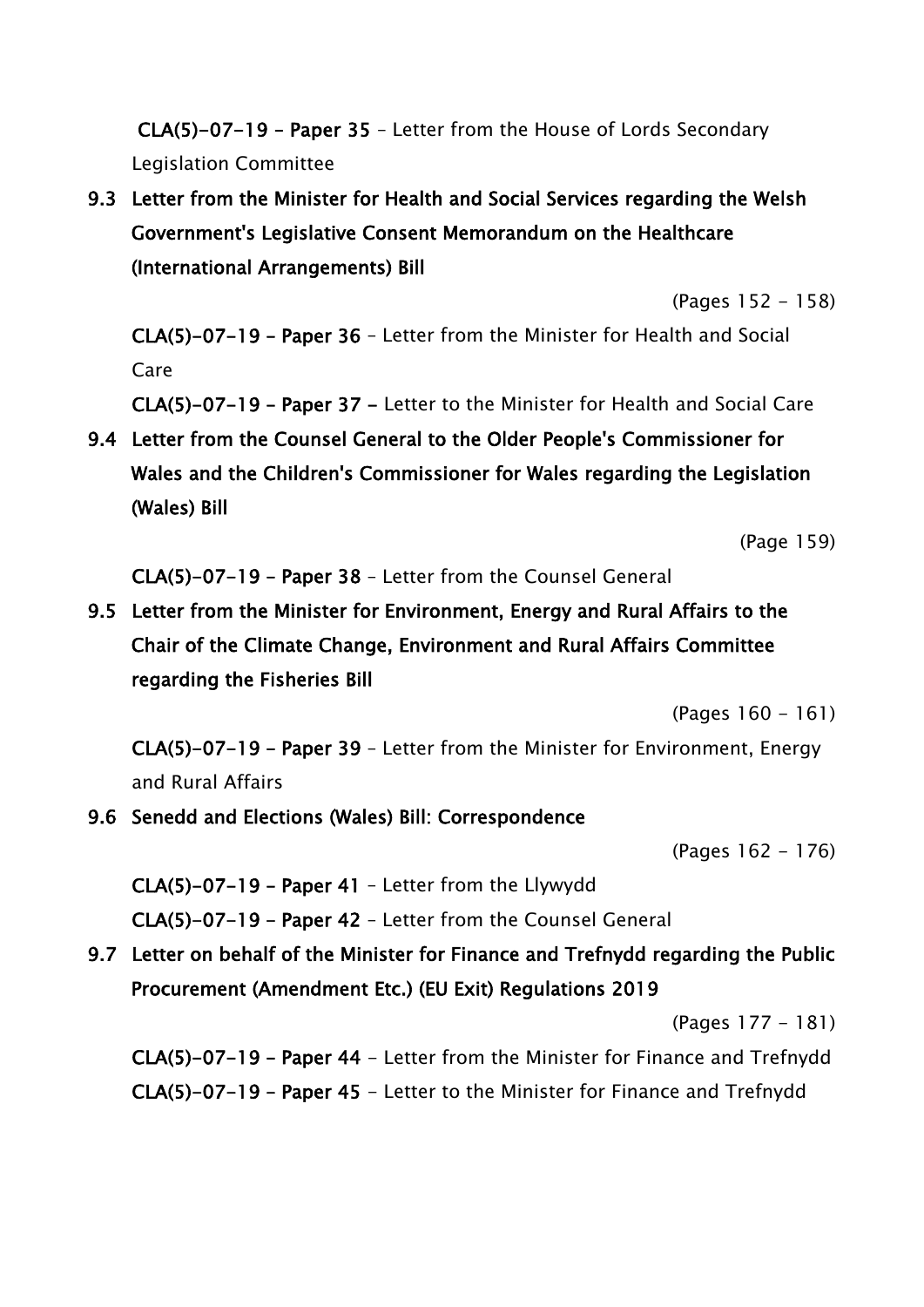**CLA(5)-07-19 – Paper 35** – Letter from the House of Lords Secondary Legislation Committee

**9.3 Letter from the Minister for Health and Social Services regarding the Welsh Government's Legislative Consent Memorandum on the Healthcare (International Arrangements) Bill**

(Pages 152 - 158)

**CLA(5)-07-19 – Paper 36** – Letter from the Minister for Health and Social Care

**CLA(5)-07-19 – Paper 37 –** Letter to the Minister for Health and Social Care

**9.4 Letter from the Counsel General to the Older People's Commissioner for Wales and the Children's Commissioner for Wales regarding the Legislation (Wales) Bill**

(Page 159)

**CLA(5)-07-19 – Paper 38** – Letter from the Counsel General

**9.5 Letter from the Minister for Environment, Energy and Rural Affairs to the Chair of the Climate Change, Environment and Rural Affairs Committee regarding the Fisheries Bill**

(Pages 160 - 161)

**CLA(5)-07-19 – Paper 39** – Letter from the Minister for Environment, Energy and Rural Affairs

**9.6 Senedd and Elections (Wales) Bill: Correspondence**

(Pages 162 - 176)

**CLA(5)-07-19 – Paper 41** – Letter from the Llywydd

**CLA(5)-07-19 – Paper 42** – Letter from the Counsel General

**9.7 Letter on behalf of the Minister for Finance and Trefnydd regarding the Public Procurement (Amendment Etc.) (EU Exit) Regulations 2019**

(Pages 177 - 181)

**CLA(5)-07-19 – Paper 44** - Letter from the Minister for Finance and Trefnydd

**CLA(5)-07-19 – Paper 45** - Letter to the Minister for Finance and Trefnydd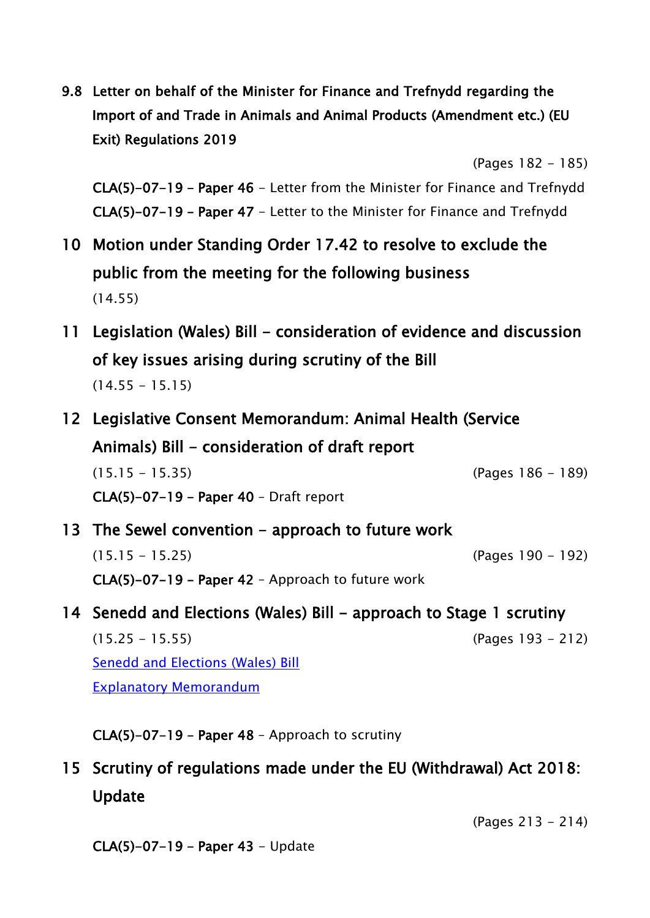**9.8 Letter on behalf of the Minister for Finance and Trefnydd regarding the Import of and Trade in Animals and Animal Products (Amendment etc.) (EU Exit) Regulations 2019**

(Pages 182 - 185)

**CLA(5)-07-19 – Paper 46** – Letter from the Minister for Finance and Trefnydd
**CLA(5)-07-19 - Paper 47** – Letter to the Minister for Finance and Trefnydd

## 10 Motion under Standing Order 17.42 to resolve to exclude the public from the meeting for the following business

(14.55)

## 11 Legislation (Wales) Bill – consideration of evidence and discussion of key issues arising during scrutiny of the Bill

(14.55 - 15.15)

## 12 Legislative Consent Memorandum: Animal Health (Service Animals) Bill – consideration of draft report

(15.15 - 15.35) (Pages 186 - 189)

**CLA(5)-07-19 – Paper 40** – Draft report

## 13 The Sewel convention – approach to future work

(15.15 - 15.25) (Pages 190 - 192)

**CLA(5)-07-19 – Paper 42** – Approach to future work

## 14 Senedd and Elections (Wales) Bill – approach to Stage 1 scrutiny

(15.25 - 15.55) (Pages 193 - 212)

Senedd and Elections (Wales) Bill
Explanatory Memorandum

**CLA(5)-07-19 – Paper 48** – Approach to scrutiny

## 15 Scrutiny of regulations made under the EU (Withdrawal) Act 2018: Update

(Pages 213 - 214)

**CLA(5)-07-19 – Paper 43** – Update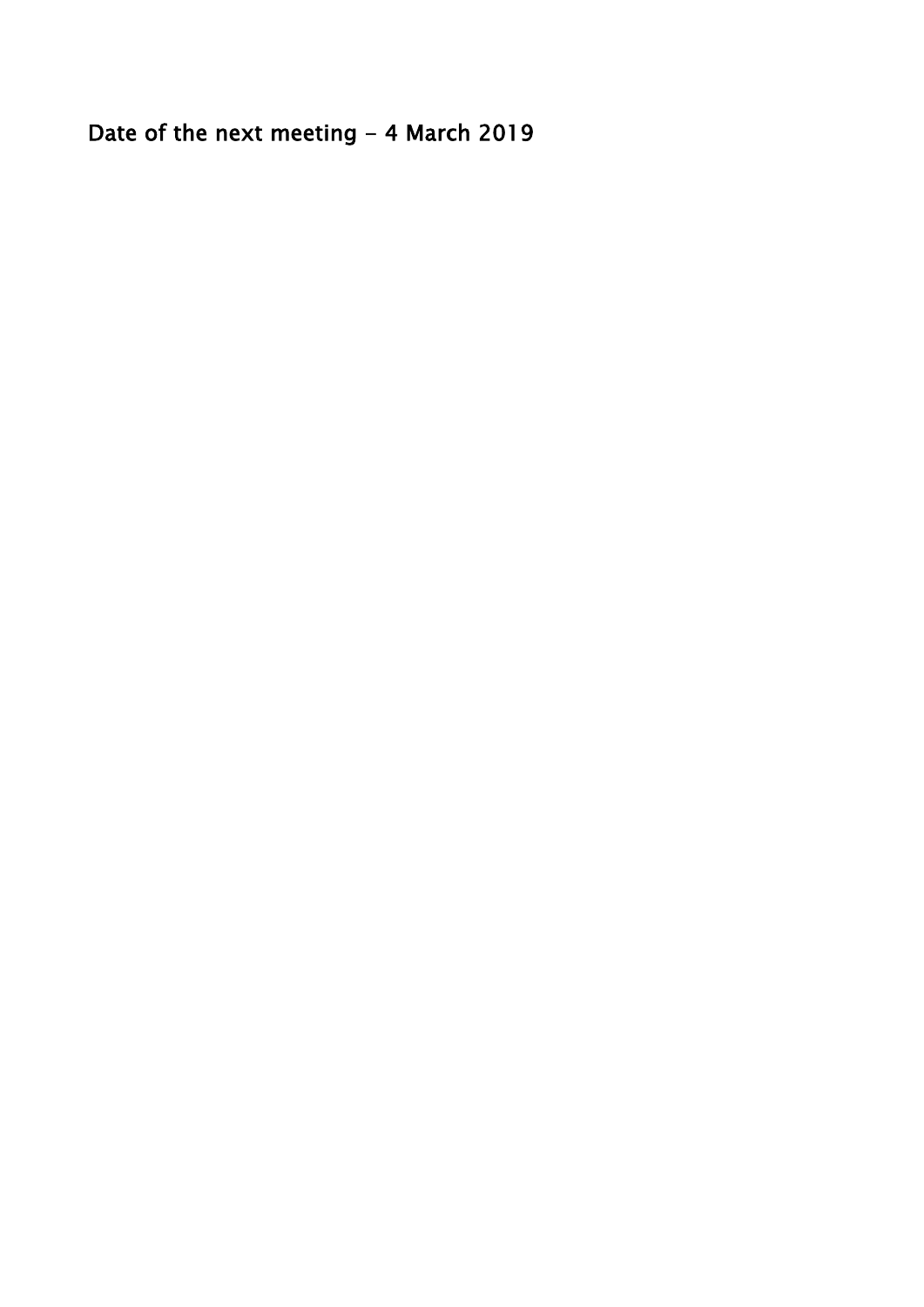**Date of the next meeting - 4 March 2019**